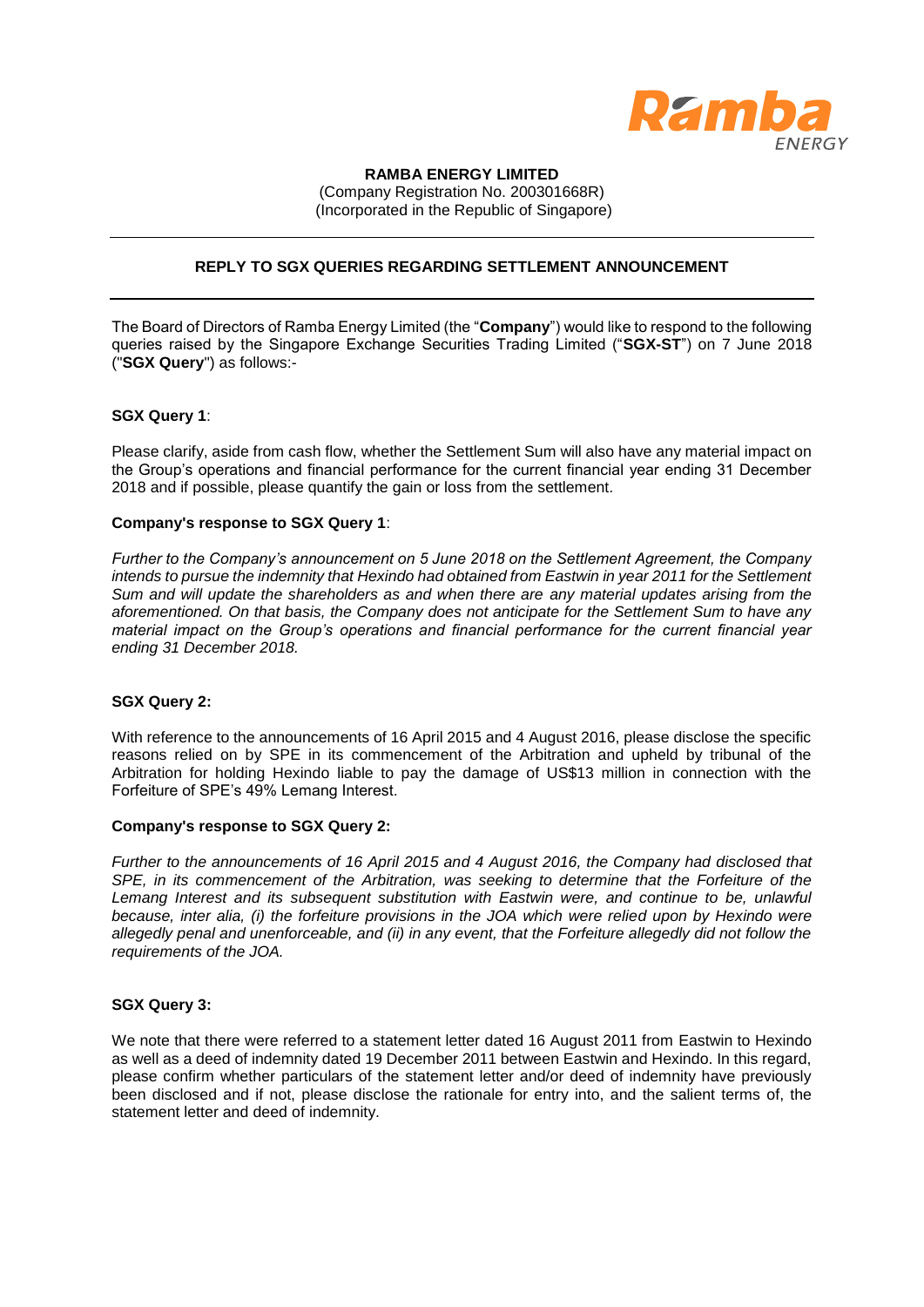**RAMBA ENERGY LIMITED**
(Company Registration No. 200301668R)
(Incorporated in the Republic of Singapore)

---

**REPLY TO SGX QUERIES REGARDING SETTLEMENT ANNOUNCEMENT**

---

The Board of Directors of Ramba Energy Limited (the "**Company**") would like to respond to the following queries raised by the Singapore Exchange Securities Trading Limited ("**SGX-ST**") on 7 June 2018 ("**SGX Query**") as follows:-

**SGX Query 1**:

Please clarify, aside from cash flow, whether the Settlement Sum will also have any material impact on the Group's operations and financial performance for the current financial year ending 31 December 2018 and if possible, please quantify the gain or loss from the settlement.

**Company's response to SGX Query 1**:

*Further to the Company's announcement on 5 June 2018 on the Settlement Agreement, the Company intends to pursue the indemnity that Hexindo had obtained from Eastwin in year 2011 for the Settlement Sum and will update the shareholders as and when there are any material updates arising from the aforementioned. On that basis, the Company does not anticipate for the Settlement Sum to have any material impact on the Group's operations and financial performance for the current financial year ending 31 December 2018.*

**SGX Query 2:**

With reference to the announcements of 16 April 2015 and 4 August 2016, please disclose the specific reasons relied on by SPE in its commencement of the Arbitration and upheld by tribunal of the Arbitration for holding Hexindo liable to pay the damage of US$13 million in connection with the Forfeiture of SPE's 49% Lemang Interest.

**Company's response to SGX Query 2:**

*Further to the announcements of 16 April 2015 and 4 August 2016, the Company had disclosed that SPE, in its commencement of the Arbitration, was seeking to determine that the Forfeiture of the Lemang Interest and its subsequent substitution with Eastwin were, and continue to be, unlawful because, inter alia, (i) the forfeiture provisions in the JOA which were relied upon by Hexindo were allegedly penal and unenforceable, and (ii) in any event, that the Forfeiture allegedly did not follow the requirements of the JOA.*

**SGX Query 3:**

We note that there were referred to a statement letter dated 16 August 2011 from Eastwin to Hexindo as well as a deed of indemnity dated 19 December 2011 between Eastwin and Hexindo. In this regard, please confirm whether particulars of the statement letter and/or deed of indemnity have previously been disclosed and if not, please disclose the rationale for entry into, and the salient terms of, the statement letter and deed of indemnity.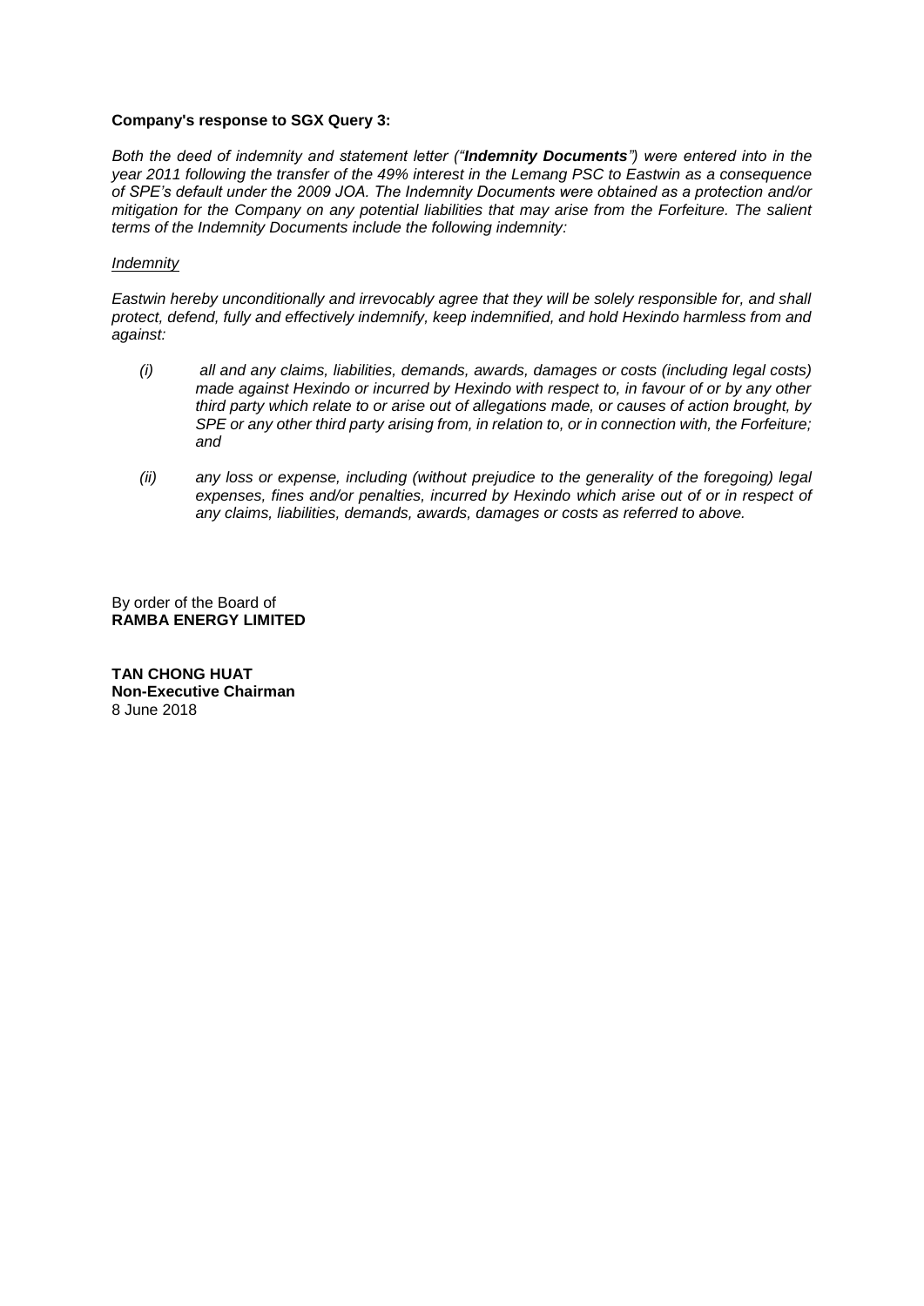**Company's response to SGX Query 3:**

*Both the deed of indemnity and statement letter ("**Indemnity Documents**") were entered into in the year 2011 following the transfer of the 49% interest in the Lemang PSC to Eastwin as a consequence of SPE's default under the 2009 JOA. The Indemnity Documents were obtained as a protection and/or mitigation for the Company on any potential liabilities that may arise from the Forfeiture. The salient terms of the Indemnity Documents include the following indemnity:*

*<u>Indemnity</u>*

*Eastwin hereby unconditionally and irrevocably agree that they will be solely responsible for, and shall protect, defend, fully and effectively indemnify, keep indemnified, and hold Hexindo harmless from and against:*

*(i) all and any claims, liabilities, demands, awards, damages or costs (including legal costs) made against Hexindo or incurred by Hexindo with respect to, in favour of or by any other third party which relate to or arise out of allegations made, or causes of action brought, by SPE or any other third party arising from, in relation to, or in connection with, the Forfeiture; and*

*(ii) any loss or expense, including (without prejudice to the generality of the foregoing) legal expenses, fines and/or penalties, incurred by Hexindo which arise out of or in respect of any claims, liabilities, demands, awards, damages or costs as referred to above.*

By order of the Board of
**RAMBA ENERGY LIMITED**

**TAN CHONG HUAT**
**Non-Executive Chairman**
8 June 2018